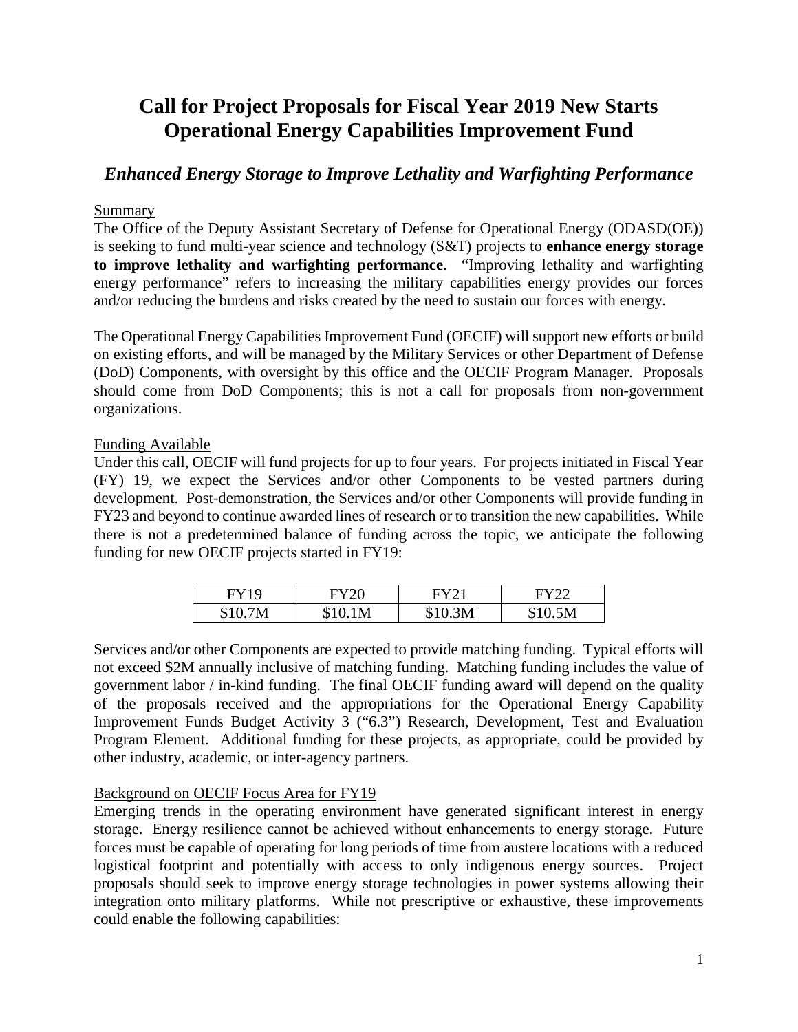# Call for Project Proposals for Fiscal Year 2019 New Starts Operational Energy Capabilities Improvement Fund

## *Enhanced Energy Storage to Improve Lethality and Warfighting Performance*

Summary

The Office of the Deputy Assistant Secretary of Defense for Operational Energy (ODASD(OE)) is seeking to fund multi-year science and technology (S&T) projects to **enhance energy storage to improve lethality and warfighting performance**. "Improving lethality and warfighting energy performance" refers to increasing the military capabilities energy provides our forces and/or reducing the burdens and risks created by the need to sustain our forces with energy.

The Operational Energy Capabilities Improvement Fund (OECIF) will support new efforts or build on existing efforts, and will be managed by the Military Services or other Department of Defense (DoD) Components, with oversight by this office and the OECIF Program Manager. Proposals should come from DoD Components; this is not a call for proposals from non-government organizations.

Funding Available

Under this call, OECIF will fund projects for up to four years. For projects initiated in Fiscal Year (FY) 19, we expect the Services and/or other Components to be vested partners during development. Post-demonstration, the Services and/or other Components will provide funding in FY23 and beyond to continue awarded lines of research or to transition the new capabilities. While there is not a predetermined balance of funding across the topic, we anticipate the following funding for new OECIF projects started in FY19:

| FY19 | FY20 | FY21 | FY22 |
|---|---|---|---|
| $10.7M | $10.1M | $10.3M | $10.5M |

Services and/or other Components are expected to provide matching funding. Typical efforts will not exceed $2M annually inclusive of matching funding. Matching funding includes the value of government labor / in-kind funding. The final OECIF funding award will depend on the quality of the proposals received and the appropriations for the Operational Energy Capability Improvement Funds Budget Activity 3 ("6.3") Research, Development, Test and Evaluation Program Element. Additional funding for these projects, as appropriate, could be provided by other industry, academic, or inter-agency partners.

Background on OECIF Focus Area for FY19

Emerging trends in the operating environment have generated significant interest in energy storage. Energy resilience cannot be achieved without enhancements to energy storage. Future forces must be capable of operating for long periods of time from austere locations with a reduced logistical footprint and potentially with access to only indigenous energy sources. Project proposals should seek to improve energy storage technologies in power systems allowing their integration onto military platforms. While not prescriptive or exhaustive, these improvements could enable the following capabilities: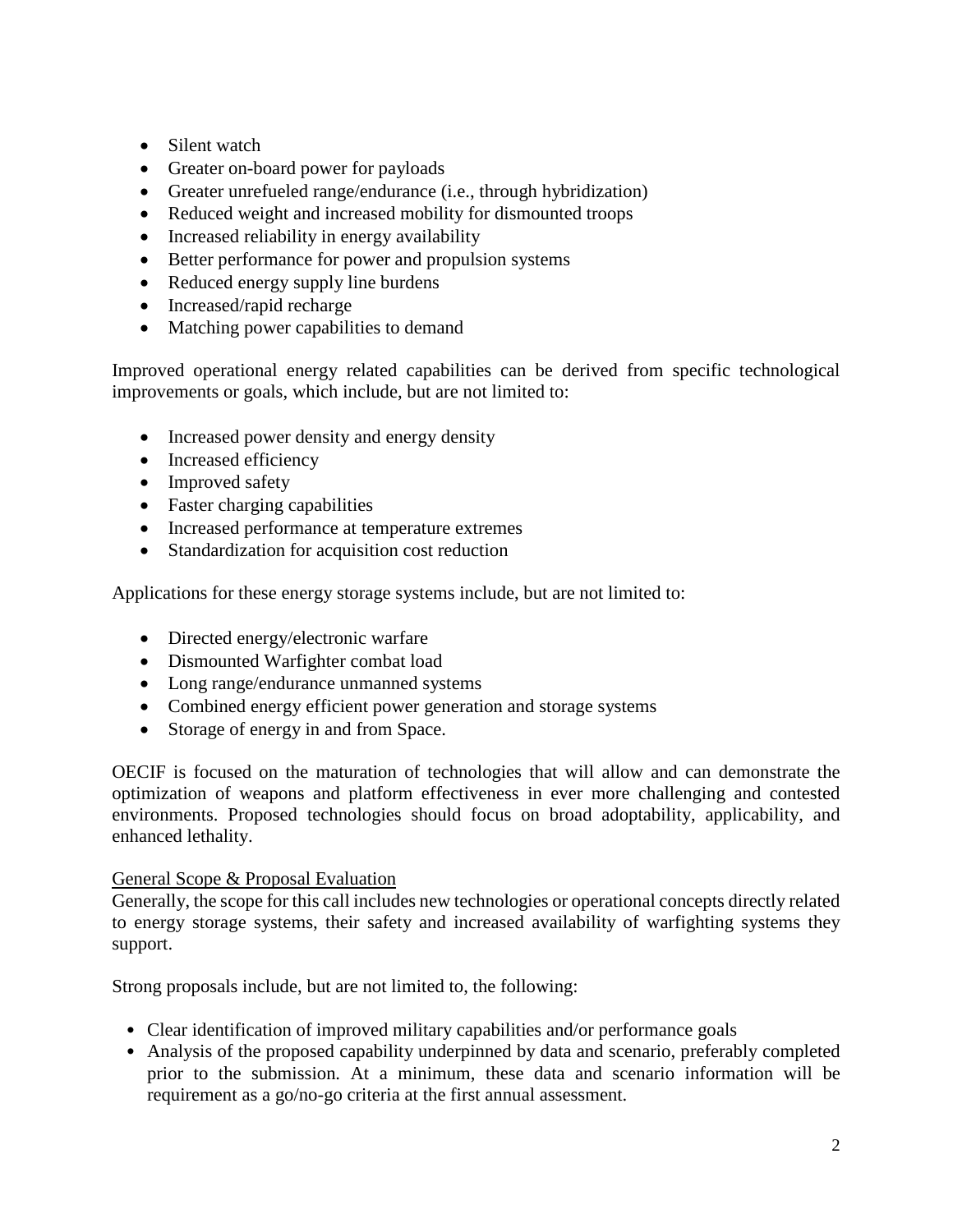- Silent watch
- Greater on-board power for payloads
- Greater unrefueled range/endurance (i.e., through hybridization)
- Reduced weight and increased mobility for dismounted troops
- Increased reliability in energy availability
- Better performance for power and propulsion systems
- Reduced energy supply line burdens
- Increased/rapid recharge
- Matching power capabilities to demand

Improved operational energy related capabilities can be derived from specific technological improvements or goals, which include, but are not limited to:

- Increased power density and energy density
- Increased efficiency
- Improved safety
- Faster charging capabilities
- Increased performance at temperature extremes
- Standardization for acquisition cost reduction

Applications for these energy storage systems include, but are not limited to:

- Directed energy/electronic warfare
- Dismounted Warfighter combat load
- Long range/endurance unmanned systems
- Combined energy efficient power generation and storage systems
- Storage of energy in and from Space.

OECIF is focused on the maturation of technologies that will allow and can demonstrate the optimization of weapons and platform effectiveness in ever more challenging and contested environments. Proposed technologies should focus on broad adoptability, applicability, and enhanced lethality.

<u>General Scope & Proposal Evaluation</u>

Generally, the scope for this call includes new technologies or operational concepts directly related to energy storage systems, their safety and increased availability of warfighting systems they support.

Strong proposals include, but are not limited to, the following:

- Clear identification of improved military capabilities and/or performance goals
- Analysis of the proposed capability underpinned by data and scenario, preferably completed prior to the submission. At a minimum, these data and scenario information will be requirement as a go/no-go criteria at the first annual assessment.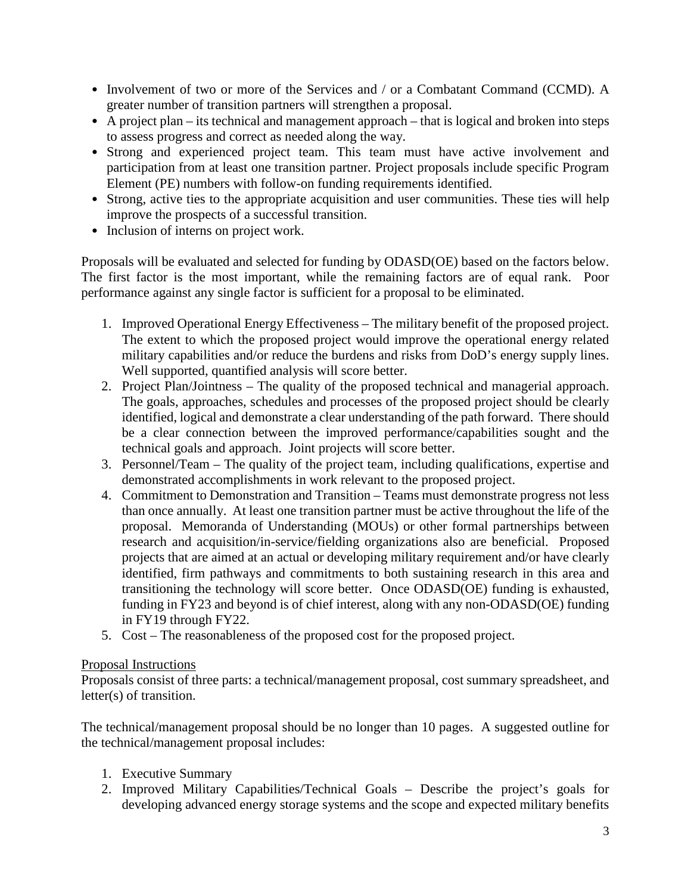- Involvement of two or more of the Services and / or a Combatant Command (CCMD). A greater number of transition partners will strengthen a proposal.
- A project plan – its technical and management approach – that is logical and broken into steps to assess progress and correct as needed along the way.
- Strong and experienced project team. This team must have active involvement and participation from at least one transition partner. Project proposals include specific Program Element (PE) numbers with follow-on funding requirements identified.
- Strong, active ties to the appropriate acquisition and user communities. These ties will help improve the prospects of a successful transition.
- Inclusion of interns on project work.

Proposals will be evaluated and selected for funding by ODASD(OE) based on the factors below. The first factor is the most important, while the remaining factors are of equal rank. Poor performance against any single factor is sufficient for a proposal to be eliminated.

1. Improved Operational Energy Effectiveness – The military benefit of the proposed project. The extent to which the proposed project would improve the operational energy related military capabilities and/or reduce the burdens and risks from DoD's energy supply lines. Well supported, quantified analysis will score better.
2. Project Plan/Jointness – The quality of the proposed technical and managerial approach. The goals, approaches, schedules and processes of the proposed project should be clearly identified, logical and demonstrate a clear understanding of the path forward. There should be a clear connection between the improved performance/capabilities sought and the technical goals and approach. Joint projects will score better.
3. Personnel/Team – The quality of the project team, including qualifications, expertise and demonstrated accomplishments in work relevant to the proposed project.
4. Commitment to Demonstration and Transition – Teams must demonstrate progress not less than once annually. At least one transition partner must be active throughout the life of the proposal. Memoranda of Understanding (MOUs) or other formal partnerships between research and acquisition/in-service/fielding organizations also are beneficial. Proposed projects that are aimed at an actual or developing military requirement and/or have clearly identified, firm pathways and commitments to both sustaining research in this area and transitioning the technology will score better. Once ODASD(OE) funding is exhausted, funding in FY23 and beyond is of chief interest, along with any non-ODASD(OE) funding in FY19 through FY22.
5. Cost – The reasonableness of the proposed cost for the proposed project.

<u>Proposal Instructions</u>

Proposals consist of three parts: a technical/management proposal, cost summary spreadsheet, and letter(s) of transition.

The technical/management proposal should be no longer than 10 pages. A suggested outline for the technical/management proposal includes:

1. Executive Summary
2. Improved Military Capabilities/Technical Goals – Describe the project's goals for developing advanced energy storage systems and the scope and expected military benefits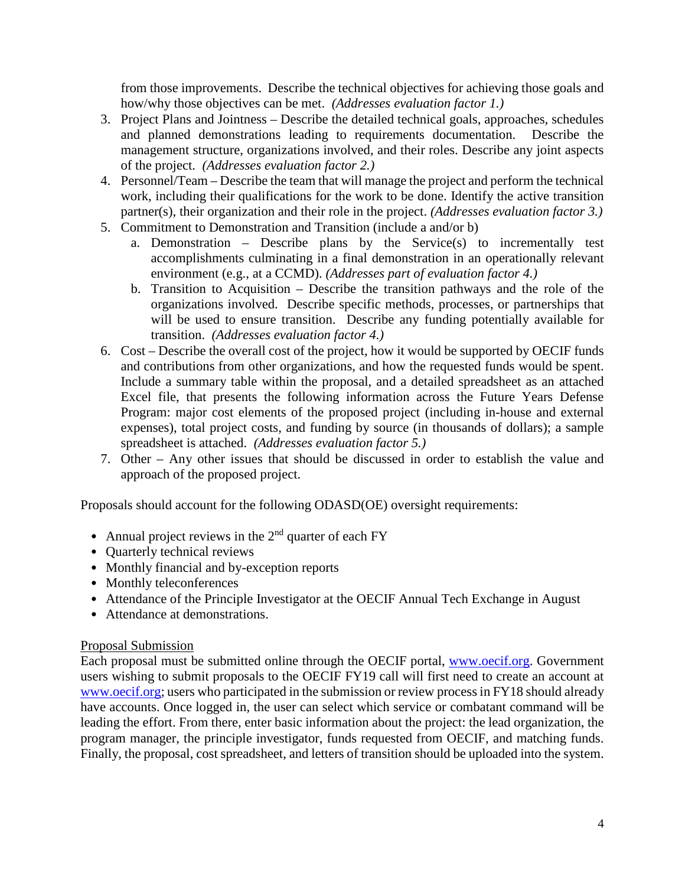from those improvements. Describe the technical objectives for achieving those goals and how/why those objectives can be met. *(Addresses evaluation factor 1.)*

3. Project Plans and Jointness – Describe the detailed technical goals, approaches, schedules and planned demonstrations leading to requirements documentation. Describe the management structure, organizations involved, and their roles. Describe any joint aspects of the project. *(Addresses evaluation factor 2.)*
4. Personnel/Team – Describe the team that will manage the project and perform the technical work, including their qualifications for the work to be done. Identify the active transition partner(s), their organization and their role in the project. *(Addresses evaluation factor 3.)*
5. Commitment to Demonstration and Transition (include a and/or b)
   a. Demonstration – Describe plans by the Service(s) to incrementally test accomplishments culminating in a final demonstration in an operationally relevant environment (e.g., at a CCMD). *(Addresses part of evaluation factor 4.)*
   b. Transition to Acquisition – Describe the transition pathways and the role of the organizations involved. Describe specific methods, processes, or partnerships that will be used to ensure transition. Describe any funding potentially available for transition. *(Addresses evaluation factor 4.)*
6. Cost – Describe the overall cost of the project, how it would be supported by OECIF funds and contributions from other organizations, and how the requested funds would be spent. Include a summary table within the proposal, and a detailed spreadsheet as an attached Excel file, that presents the following information across the Future Years Defense Program: major cost elements of the proposed project (including in-house and external expenses), total project costs, and funding by source (in thousands of dollars); a sample spreadsheet is attached. *(Addresses evaluation factor 5.)*
7. Other – Any other issues that should be discussed in order to establish the value and approach of the proposed project.

Proposals should account for the following ODASD(OE) oversight requirements:

- Annual project reviews in the 2nd quarter of each FY
- Quarterly technical reviews
- Monthly financial and by-exception reports
- Monthly teleconferences
- Attendance of the Principle Investigator at the OECIF Annual Tech Exchange in August
- Attendance at demonstrations.

<u>Proposal Submission</u>

Each proposal must be submitted online through the OECIF portal, [www.oecif.org](www.oecif.org). Government users wishing to submit proposals to the OECIF FY19 call will first need to create an account at [www.oecif.org](www.oecif.org); users who participated in the submission or review process in FY18 should already have accounts. Once logged in, the user can select which service or combatant command will be leading the effort. From there, enter basic information about the project: the lead organization, the program manager, the principle investigator, funds requested from OECIF, and matching funds. Finally, the proposal, cost spreadsheet, and letters of transition should be uploaded into the system.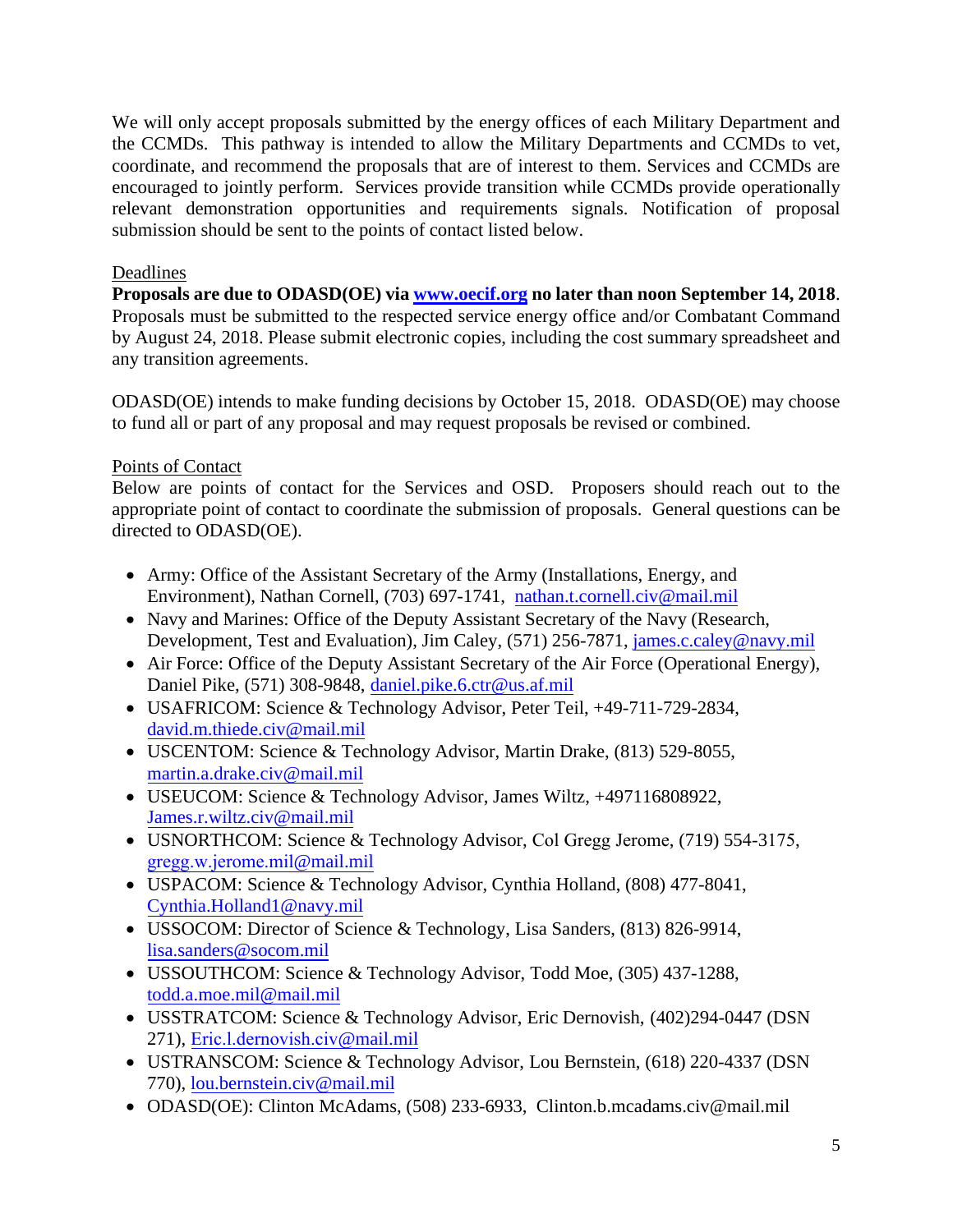We will only accept proposals submitted by the energy offices of each Military Department and the CCMDs. This pathway is intended to allow the Military Departments and CCMDs to vet, coordinate, and recommend the proposals that are of interest to them. Services and CCMDs are encouraged to jointly perform. Services provide transition while CCMDs provide operationally relevant demonstration opportunities and requirements signals. Notification of proposal submission should be sent to the points of contact listed below.

Deadlines

**Proposals are due to ODASD(OE) via [www.oecif.org](http://www.oecif.org) no later than noon September 14, 2018**. Proposals must be submitted to the respected service energy office and/or Combatant Command by August 24, 2018. Please submit electronic copies, including the cost summary spreadsheet and any transition agreements.

ODASD(OE) intends to make funding decisions by October 15, 2018. ODASD(OE) may choose to fund all or part of any proposal and may request proposals be revised or combined.

Points of Contact

Below are points of contact for the Services and OSD. Proposers should reach out to the appropriate point of contact to coordinate the submission of proposals. General questions can be directed to ODASD(OE).

- Army: Office of the Assistant Secretary of the Army (Installations, Energy, and Environment), Nathan Cornell, (703) 697-1741, nathan.t.cornell.civ@mail.mil
- Navy and Marines: Office of the Deputy Assistant Secretary of the Navy (Research, Development, Test and Evaluation), Jim Caley, (571) 256-7871, james.c.caley@navy.mil
- Air Force: Office of the Deputy Assistant Secretary of the Air Force (Operational Energy), Daniel Pike, (571) 308-9848, daniel.pike.6.ctr@us.af.mil
- USAFRICOM: Science & Technology Advisor, Peter Teil, +49-711-729-2834, david.m.thiede.civ@mail.mil
- USCENTOM: Science & Technology Advisor, Martin Drake, (813) 529-8055, martin.a.drake.civ@mail.mil
- USEUCOM: Science & Technology Advisor, James Wiltz, +497116808922, James.r.wiltz.civ@mail.mil
- USNORTHCOM: Science & Technology Advisor, Col Gregg Jerome, (719) 554-3175, gregg.w.jerome.mil@mail.mil
- USPACOM: Science & Technology Advisor, Cynthia Holland, (808) 477-8041, Cynthia.Holland1@navy.mil
- USSOCOM: Director of Science & Technology, Lisa Sanders, (813) 826-9914, lisa.sanders@socom.mil
- USSOUTHCOM: Science & Technology Advisor, Todd Moe, (305) 437-1288, todd.a.moe.mil@mail.mil
- USSTRATCOM: Science & Technology Advisor, Eric Dernovish, (402)294-0447 (DSN 271), Eric.l.dernovish.civ@mail.mil
- USTRANSCOM: Science & Technology Advisor, Lou Bernstein, (618) 220-4337 (DSN 770), lou.bernstein.civ@mail.mil
- ODASD(OE): Clinton McAdams, (508) 233-6933, Clinton.b.mcadams.civ@mail.mil